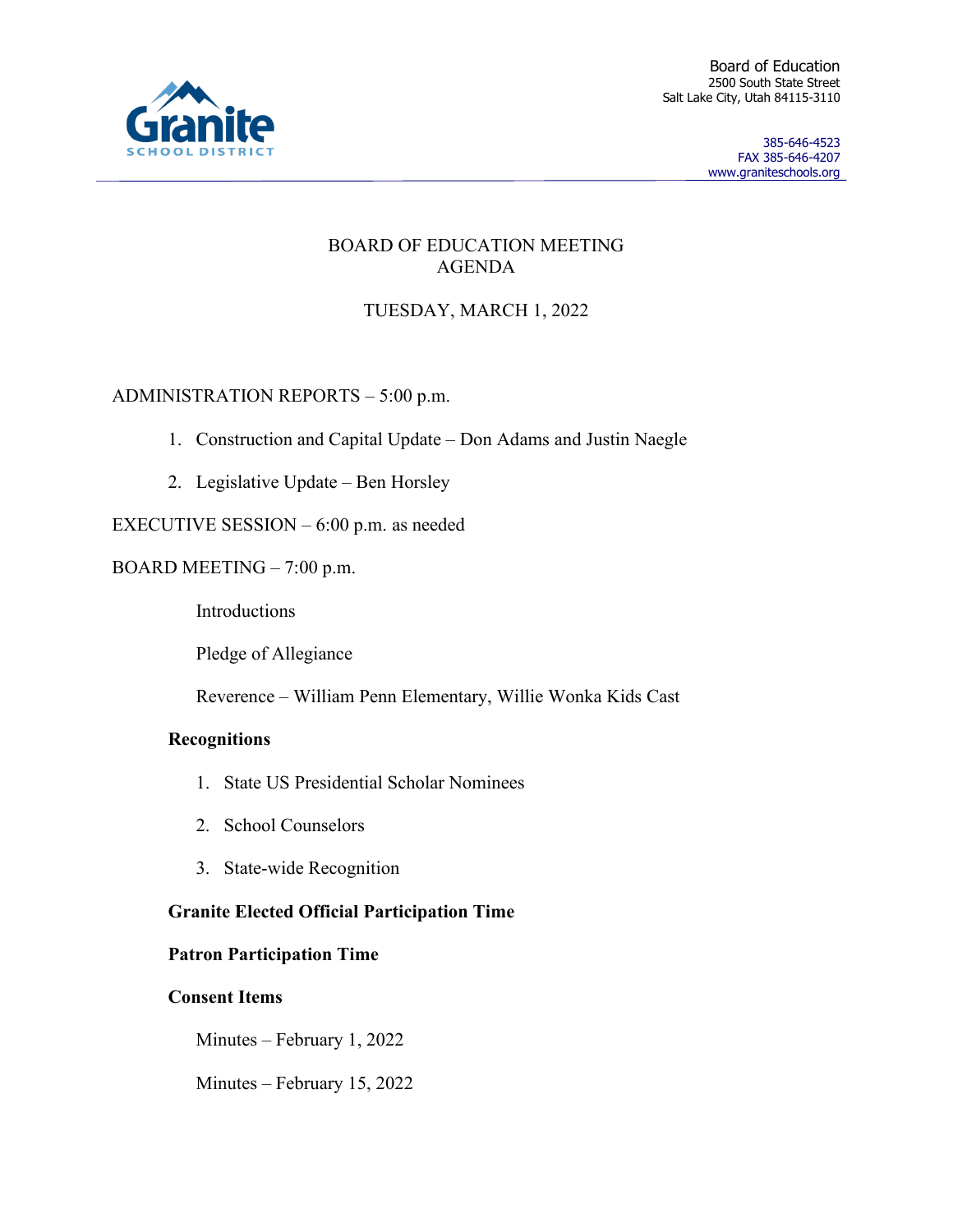Granite SCHOOL DISTRICT

Board of Education
2500 South State Street
Salt Lake City, Utah 84115-3110

385-646-4523
FAX 385-646-4207
www.graniteschools.org

# BOARD OF EDUCATION MEETING AGENDA

## TUESDAY, MARCH 1, 2022

ADMINISTRATION REPORTS – 5:00 p.m.

1. Construction and Capital Update – Don Adams and Justin Naegle
2. Legislative Update – Ben Horsley

EXECUTIVE SESSION – 6:00 p.m. as needed

BOARD MEETING – 7:00 p.m.

Introductions

Pledge of Allegiance

Reverence – William Penn Elementary, Willie Wonka Kids Cast

**Recognitions**

1. State US Presidential Scholar Nominees
2. School Counselors
3. State-wide Recognition

**Granite Elected Official Participation Time**

**Patron Participation Time**

**Consent Items**

Minutes – February 1, 2022

Minutes – February 15, 2022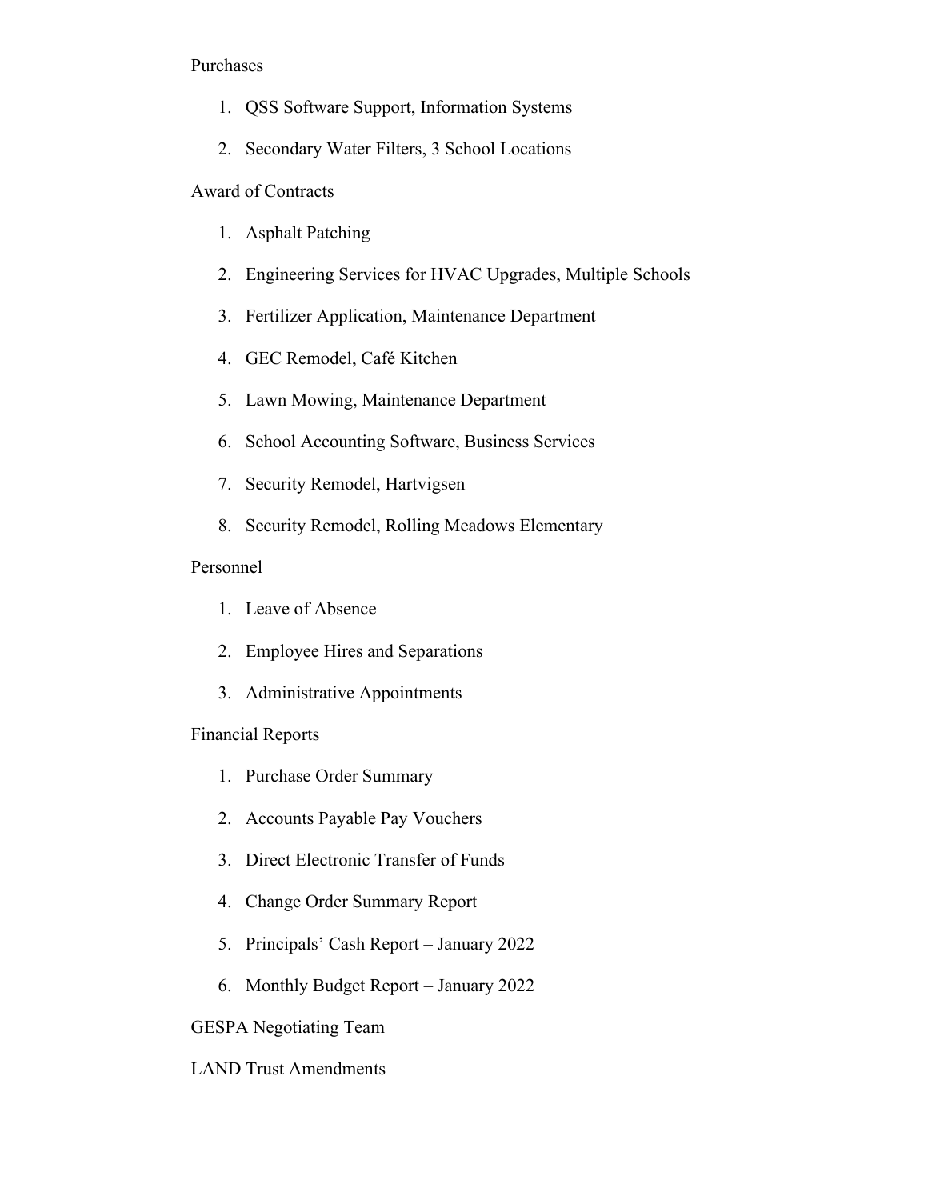Purchases

1. QSS Software Support, Information Systems
2. Secondary Water Filters, 3 School Locations

Award of Contracts

1. Asphalt Patching
2. Engineering Services for HVAC Upgrades, Multiple Schools
3. Fertilizer Application, Maintenance Department
4. GEC Remodel, Café Kitchen
5. Lawn Mowing, Maintenance Department
6. School Accounting Software, Business Services
7. Security Remodel, Hartvigsen
8. Security Remodel, Rolling Meadows Elementary

Personnel

1. Leave of Absence
2. Employee Hires and Separations
3. Administrative Appointments

Financial Reports

1. Purchase Order Summary
2. Accounts Payable Pay Vouchers
3. Direct Electronic Transfer of Funds
4. Change Order Summary Report
5. Principals' Cash Report – January 2022
6. Monthly Budget Report – January 2022

GESPA Negotiating Team

LAND Trust Amendments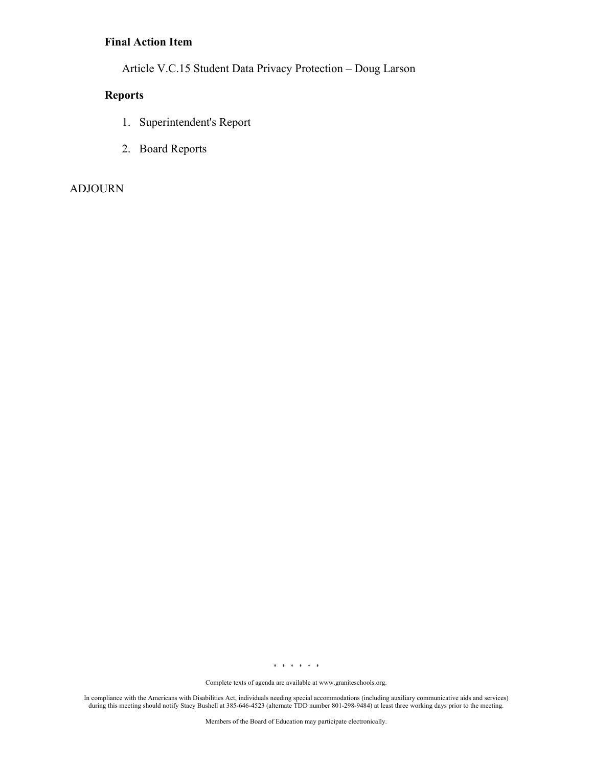**Final Action Item**

Article V.C.15 Student Data Privacy Protection – Doug Larson

**Reports**

1. Superintendent's Report

2. Board Reports

ADJOURN

\* \* \* \* \* \*

Complete texts of agenda are available at www.graniteschools.org.

In compliance with the Americans with Disabilities Act, individuals needing special accommodations (including auxiliary communicative aids and services) during this meeting should notify Stacy Bushell at 385-646-4523 (alternate TDD number 801-298-9484) at least three working days prior to the meeting.

Members of the Board of Education may participate electronically.